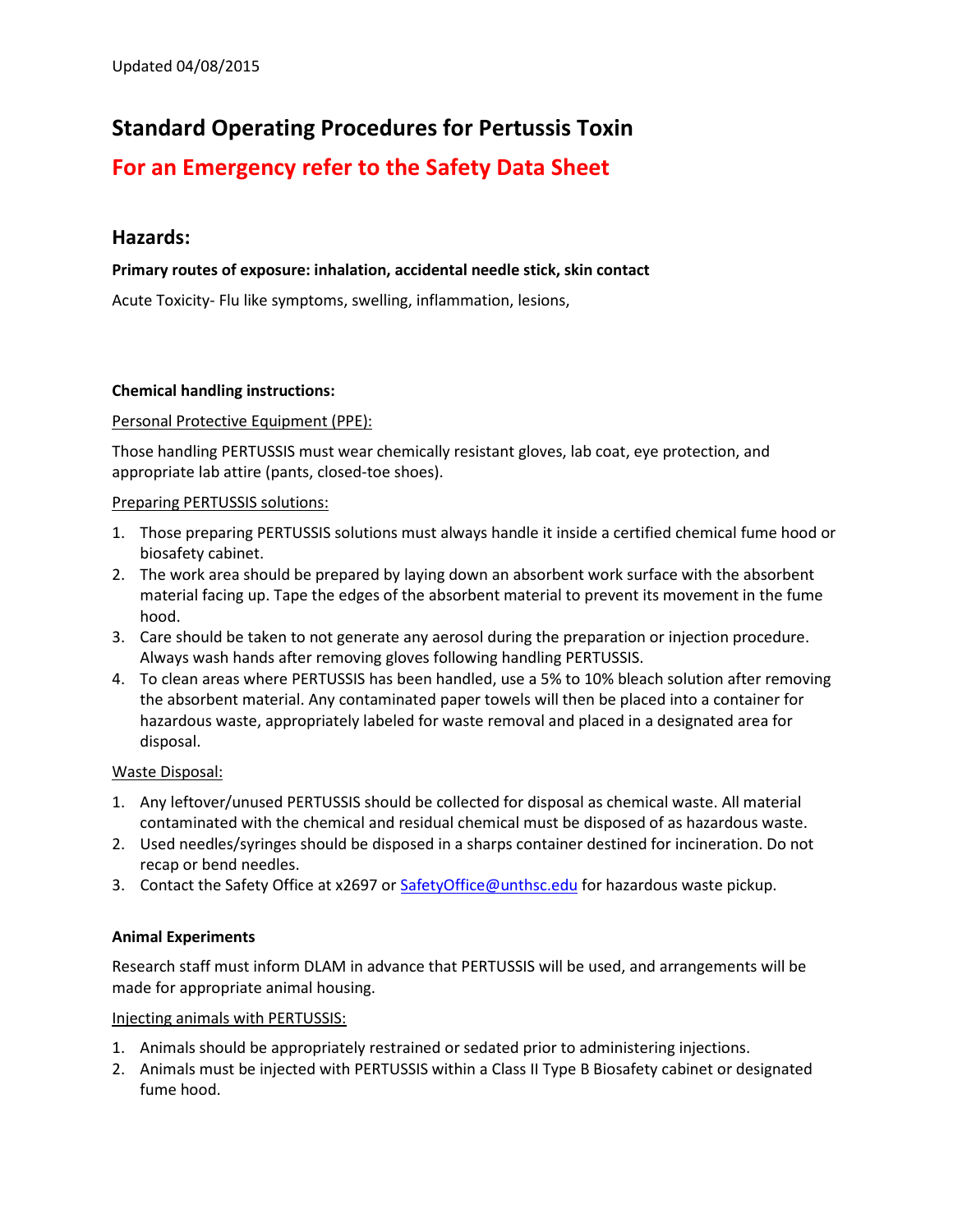Updated 04/08/2015

# Standard Operating Procedures for Pertussis Toxin

# For an Emergency refer to the Safety Data Sheet

## Hazards:

**Primary routes of exposure: inhalation, accidental needle stick, skin contact**

Acute Toxicity- Flu like symptoms, swelling, inflammation, lesions,

**Chemical handling instructions:**

Personal Protective Equipment (PPE):

Those handling PERTUSSIS must wear chemically resistant gloves, lab coat, eye protection, and appropriate lab attire (pants, closed-toe shoes).

Preparing PERTUSSIS solutions:

1. Those preparing PERTUSSIS solutions must always handle it inside a certified chemical fume hood or biosafety cabinet.
2. The work area should be prepared by laying down an absorbent work surface with the absorbent material facing up. Tape the edges of the absorbent material to prevent its movement in the fume hood.
3. Care should be taken to not generate any aerosol during the preparation or injection procedure. Always wash hands after removing gloves following handling PERTUSSIS.
4. To clean areas where PERTUSSIS has been handled, use a 5% to 10% bleach solution after removing the absorbent material. Any contaminated paper towels will then be placed into a container for hazardous waste, appropriately labeled for waste removal and placed in a designated area for disposal.

Waste Disposal:

1. Any leftover/unused PERTUSSIS should be collected for disposal as chemical waste. All material contaminated with the chemical and residual chemical must be disposed of as hazardous waste.
2. Used needles/syringes should be disposed in a sharps container destined for incineration. Do not recap or bend needles.
3. Contact the Safety Office at x2697 or SafetyOffice@unthsc.edu for hazardous waste pickup.

**Animal Experiments**

Research staff must inform DLAM in advance that PERTUSSIS will be used, and arrangements will be made for appropriate animal housing.

Injecting animals with PERTUSSIS:

1. Animals should be appropriately restrained or sedated prior to administering injections.
2. Animals must be injected with PERTUSSIS within a Class II Type B Biosafety cabinet or designated fume hood.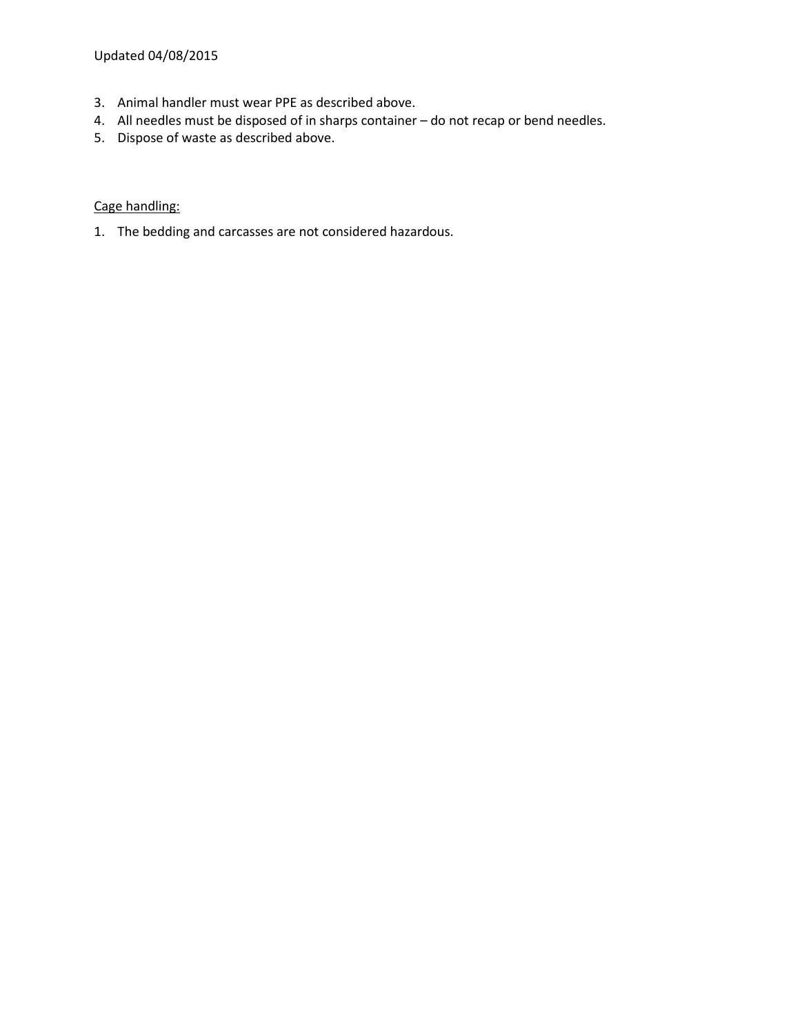Updated 04/08/2015

3. Animal handler must wear PPE as described above.
4. All needles must be disposed of in sharps container – do not recap or bend needles.
5. Dispose of waste as described above.

<u>Cage handling:</u>

1. The bedding and carcasses are not considered hazardous.